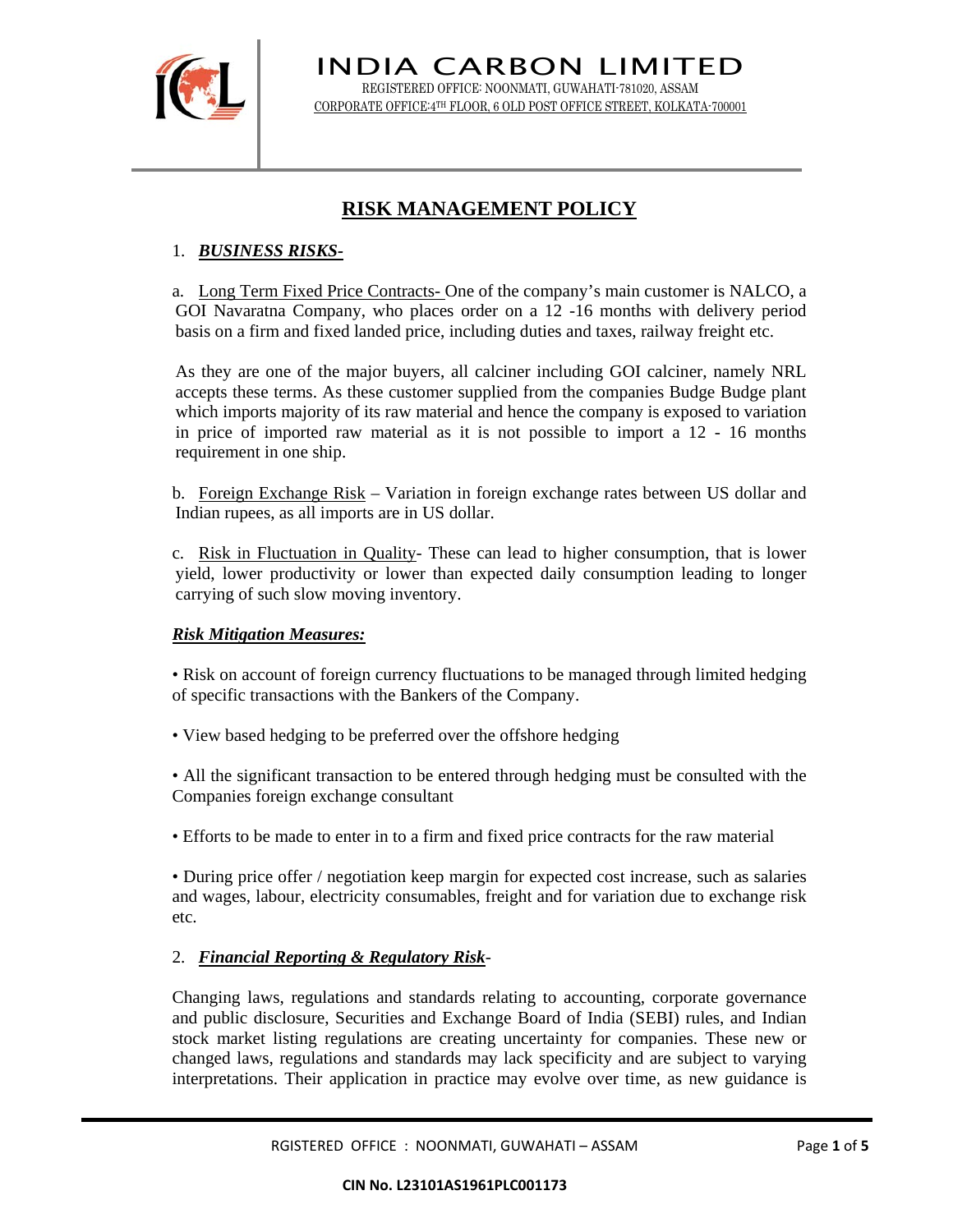# INDIA CARBON LIMITED

REGISTERED OFFICE: NOONMATI, GUWAHATI-781020, ASSAM

CORPORATE OFFICE:4TH FLOOR, 6 OLD POST OFFICE STREET, KOLKATA-700001

## RISK MANAGEMENT POLICY

1. ***BUSINESS RISKS-***

a. Long Term Fixed Price Contracts- One of the company's main customer is NALCO, a GOI Navaratna Company, who places order on a 12 -16 months with delivery period basis on a firm and fixed landed price, including duties and taxes, railway freight etc.

As they are one of the major buyers, all calciner including GOI calciner, namely NRL accepts these terms. As these customer supplied from the companies Budge Budge plant which imports majority of its raw material and hence the company is exposed to variation in price of imported raw material as it is not possible to import a 12 - 16 months requirement in one ship.

b. Foreign Exchange Risk – Variation in foreign exchange rates between US dollar and Indian rupees, as all imports are in US dollar.

c. Risk in Fluctuation in Quality- These can lead to higher consumption, that is lower yield, lower productivity or lower than expected daily consumption leading to longer carrying of such slow moving inventory.

***Risk Mitigation Measures:***

• Risk on account of foreign currency fluctuations to be managed through limited hedging of specific transactions with the Bankers of the Company.

• View based hedging to be preferred over the offshore hedging

• All the significant transaction to be entered through hedging must be consulted with the Companies foreign exchange consultant

• Efforts to be made to enter in to a firm and fixed price contracts for the raw material

• During price offer / negotiation keep margin for expected cost increase, such as salaries and wages, labour, electricity consumables, freight and for variation due to exchange risk etc.

2. ***Financial Reporting & Regulatory Risk***-

Changing laws, regulations and standards relating to accounting, corporate governance and public disclosure, Securities and Exchange Board of India (SEBI) rules, and Indian stock market listing regulations are creating uncertainty for companies. These new or changed laws, regulations and standards may lack specificity and are subject to varying interpretations. Their application in practice may evolve over time, as new guidance is

CIN No. L23101AS1961PLC001173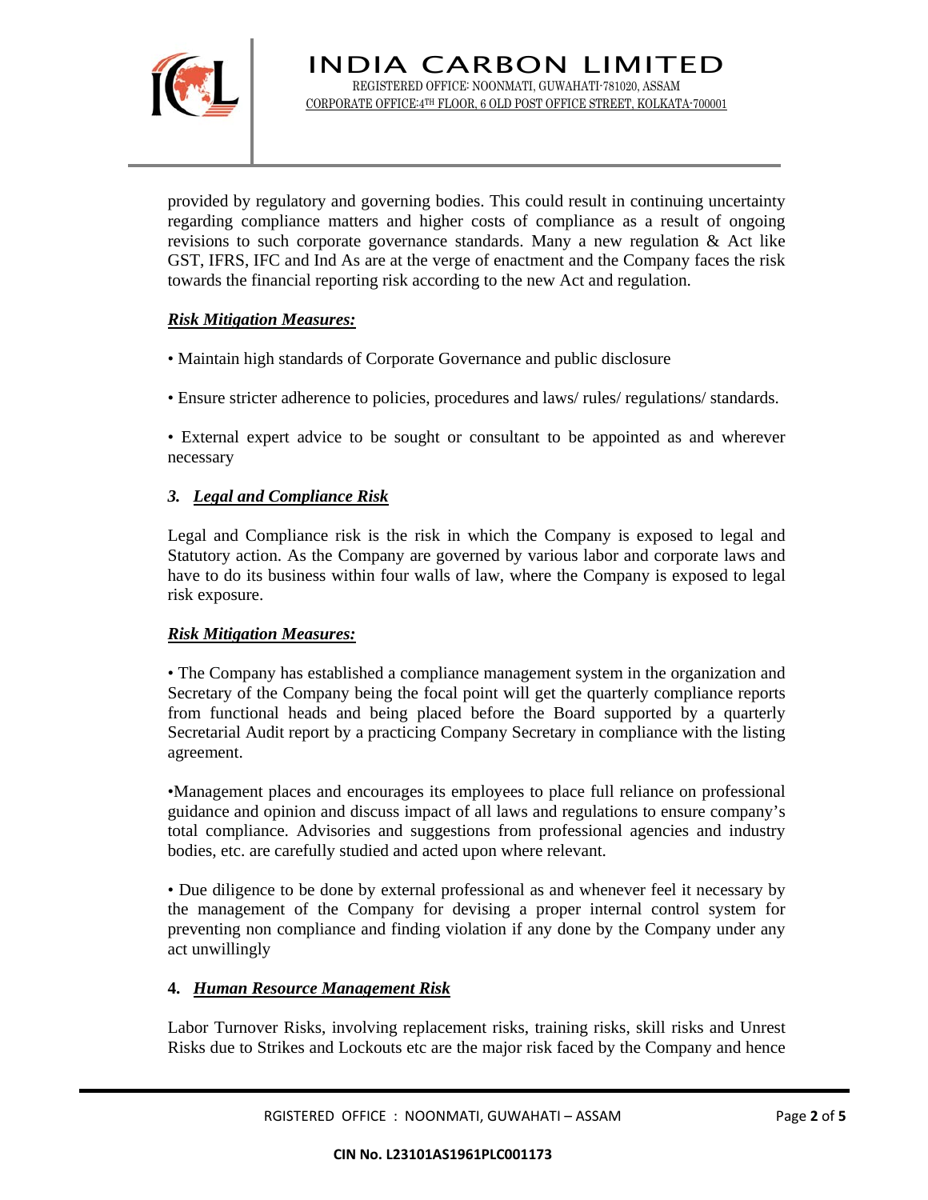provided by regulatory and governing bodies. This could result in continuing uncertainty regarding compliance matters and higher costs of compliance as a result of ongoing revisions to such corporate governance standards. Many a new regulation & Act like GST, IFRS, IFC and Ind As are at the verge of enactment and the Company faces the risk towards the financial reporting risk according to the new Act and regulation.

***Risk Mitigation Measures:***

• Maintain high standards of Corporate Governance and public disclosure

• Ensure stricter adherence to policies, procedures and laws/ rules/ regulations/ standards.

• External expert advice to be sought or consultant to be appointed as and wherever necessary

### *3. Legal and Compliance Risk*

Legal and Compliance risk is the risk in which the Company is exposed to legal and Statutory action. As the Company are governed by various labor and corporate laws and have to do its business within four walls of law, where the Company is exposed to legal risk exposure.

***Risk Mitigation Measures:***

• The Company has established a compliance management system in the organization and Secretary of the Company being the focal point will get the quarterly compliance reports from functional heads and being placed before the Board supported by a quarterly Secretarial Audit report by a practicing Company Secretary in compliance with the listing agreement.

•Management places and encourages its employees to place full reliance on professional guidance and opinion and discuss impact of all laws and regulations to ensure company's total compliance. Advisories and suggestions from professional agencies and industry bodies, etc. are carefully studied and acted upon where relevant.

• Due diligence to be done by external professional as and whenever feel it necessary by the management of the Company for devising a proper internal control system for preventing non compliance and finding violation if any done by the Company under any act unwillingly

### **4. *Human Resource Management Risk***

Labor Turnover Risks, involving replacement risks, training risks, skill risks and Unrest Risks due to Strikes and Lockouts etc are the major risk faced by the Company and hence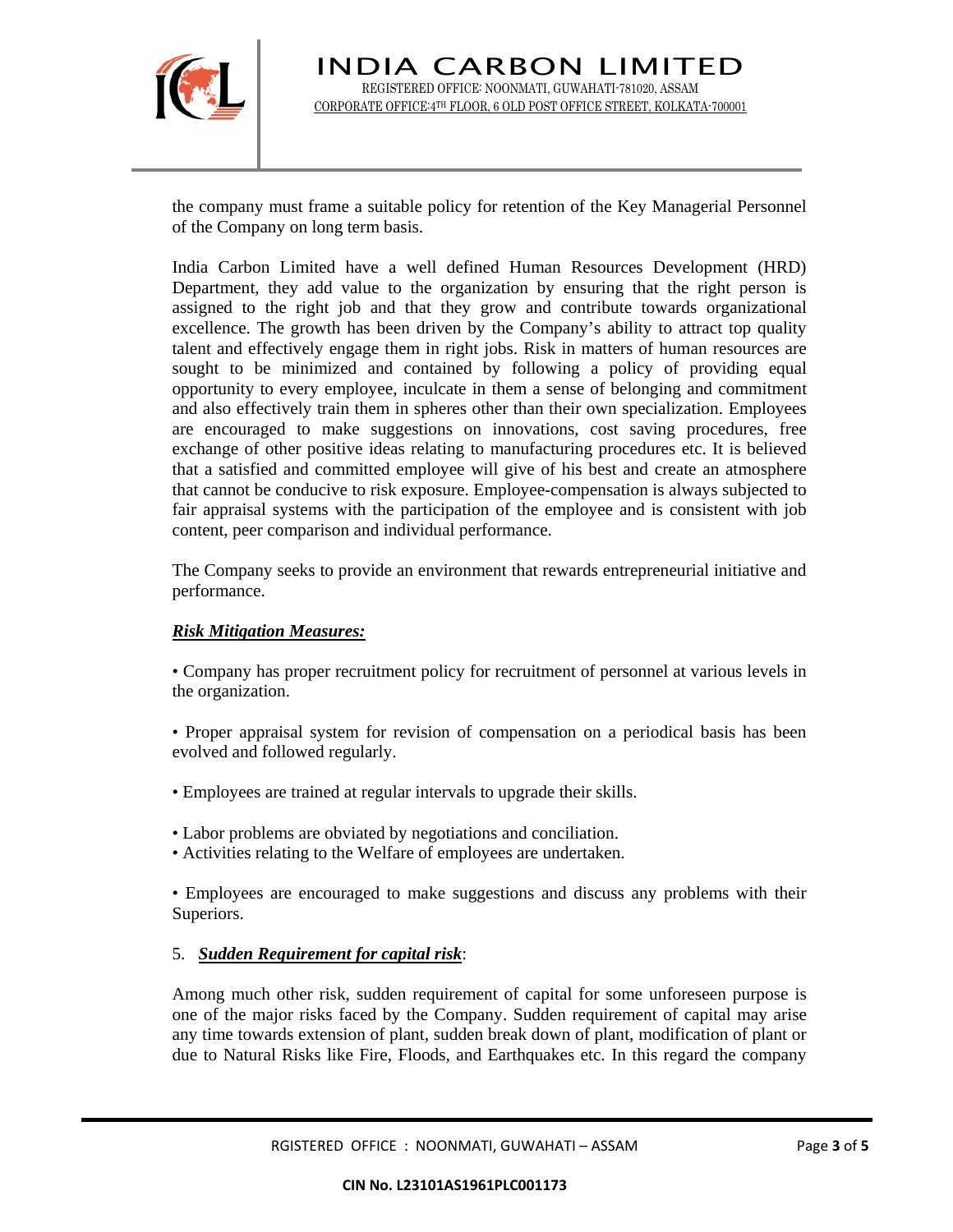the company must frame a suitable policy for retention of the Key Managerial Personnel of the Company on long term basis.

India Carbon Limited have a well defined Human Resources Development (HRD) Department, they add value to the organization by ensuring that the right person is assigned to the right job and that they grow and contribute towards organizational excellence. The growth has been driven by the Company's ability to attract top quality talent and effectively engage them in right jobs. Risk in matters of human resources are sought to be minimized and contained by following a policy of providing equal opportunity to every employee, inculcate in them a sense of belonging and commitment and also effectively train them in spheres other than their own specialization. Employees are encouraged to make suggestions on innovations, cost saving procedures, free exchange of other positive ideas relating to manufacturing procedures etc. It is believed that a satisfied and committed employee will give of his best and create an atmosphere that cannot be conducive to risk exposure. Employee-compensation is always subjected to fair appraisal systems with the participation of the employee and is consistent with job content, peer comparison and individual performance.

The Company seeks to provide an environment that rewards entrepreneurial initiative and performance.

***Risk Mitigation Measures:***

• Company has proper recruitment policy for recruitment of personnel at various levels in the organization.

• Proper appraisal system for revision of compensation on a periodical basis has been evolved and followed regularly.

• Employees are trained at regular intervals to upgrade their skills.

• Labor problems are obviated by negotiations and conciliation.
• Activities relating to the Welfare of employees are undertaken.

• Employees are encouraged to make suggestions and discuss any problems with their Superiors.

5. ***Sudden Requirement for capital risk***:

Among much other risk, sudden requirement of capital for some unforeseen purpose is one of the major risks faced by the Company. Sudden requirement of capital may arise any time towards extension of plant, sudden break down of plant, modification of plant or due to Natural Risks like Fire, Floods, and Earthquakes etc. In this regard the company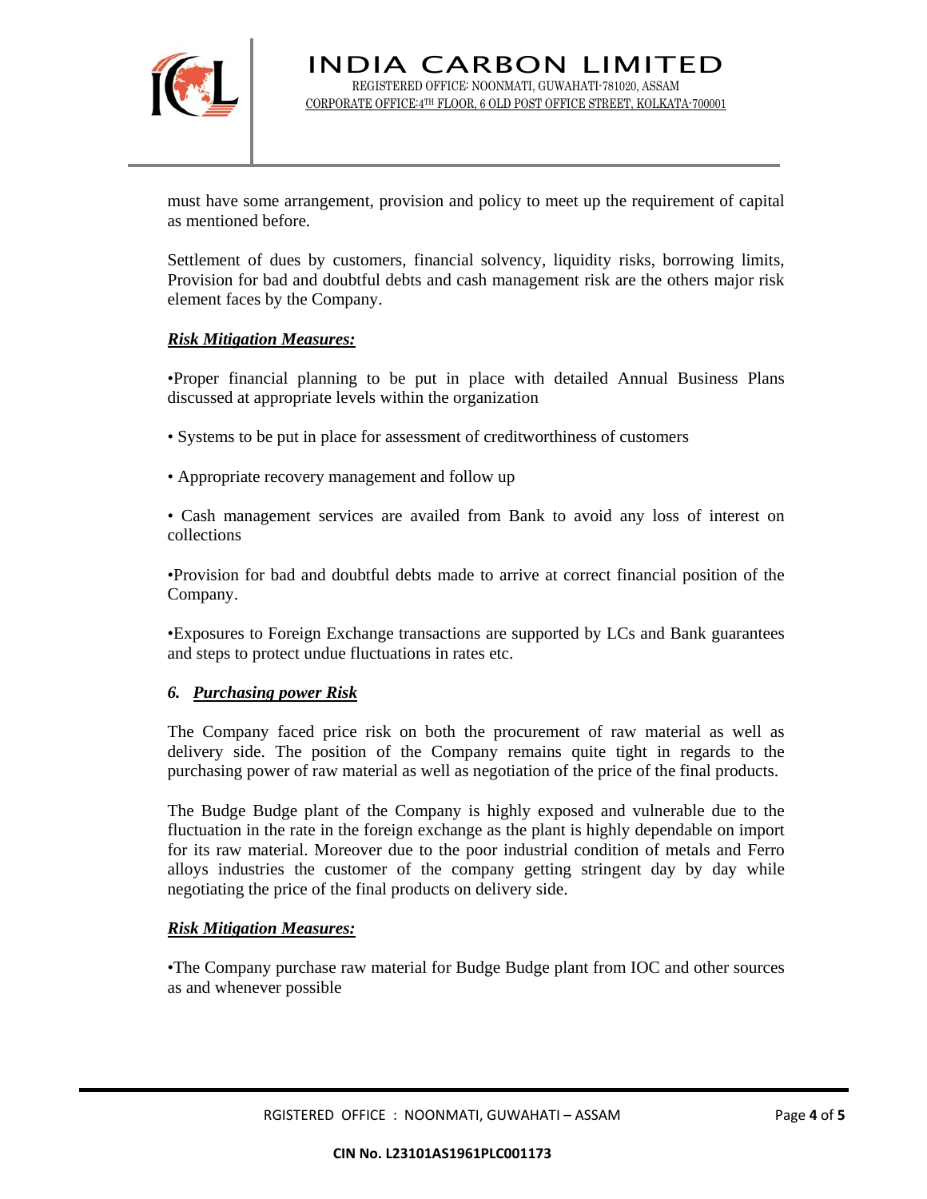must have some arrangement, provision and policy to meet up the requirement of capital as mentioned before.

Settlement of dues by customers, financial solvency, liquidity risks, borrowing limits, Provision for bad and doubtful debts and cash management risk are the others major risk element faces by the Company.

***Risk Mitigation Measures:***

•Proper financial planning to be put in place with detailed Annual Business Plans discussed at appropriate levels within the organization

• Systems to be put in place for assessment of creditworthiness of customers

• Appropriate recovery management and follow up

• Cash management services are availed from Bank to avoid any loss of interest on collections

•Provision for bad and doubtful debts made to arrive at correct financial position of the Company.

•Exposures to Foreign Exchange transactions are supported by LCs and Bank guarantees and steps to protect undue fluctuations in rates etc.

### *6. Purchasing power Risk*

The Company faced price risk on both the procurement of raw material as well as delivery side. The position of the Company remains quite tight in regards to the purchasing power of raw material as well as negotiation of the price of the final products.

The Budge Budge plant of the Company is highly exposed and vulnerable due to the fluctuation in the rate in the foreign exchange as the plant is highly dependable on import for its raw material. Moreover due to the poor industrial condition of metals and Ferro alloys industries the customer of the company getting stringent day by day while negotiating the price of the final products on delivery side.

***Risk Mitigation Measures:***

•The Company purchase raw material for Budge Budge plant from IOC and other sources as and whenever possible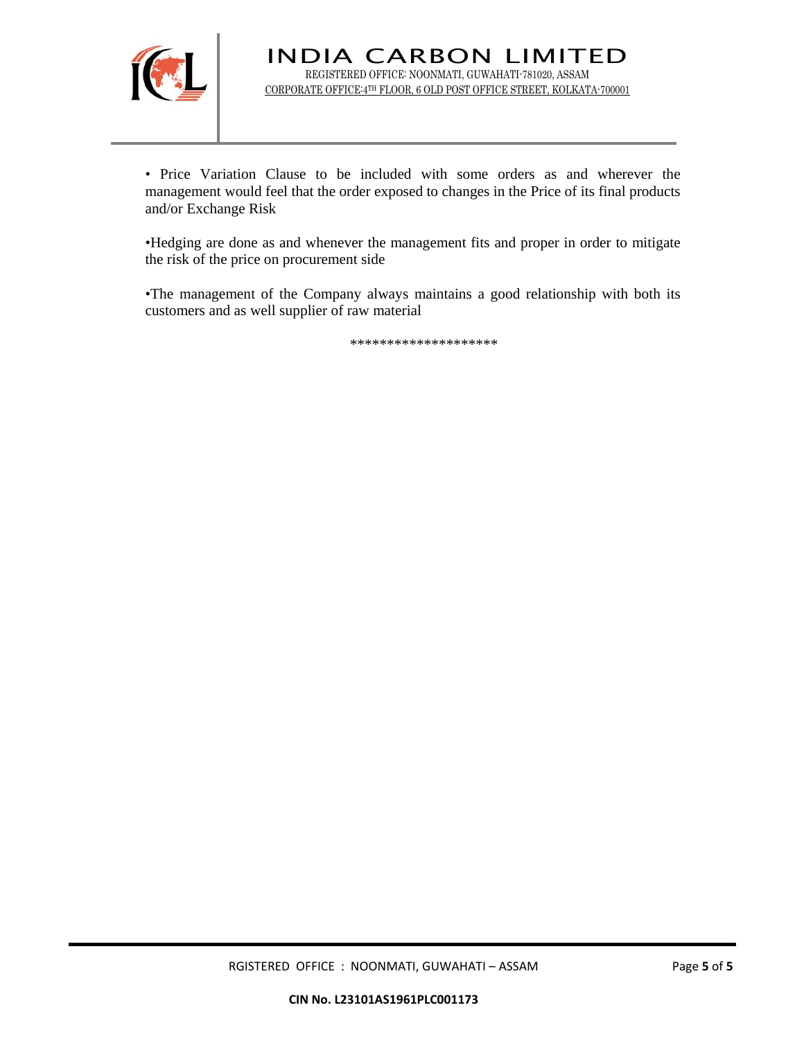- Price Variation Clause to be included with some orders as and wherever the management would feel that the order exposed to changes in the Price of its final products and/or Exchange Risk

- Hedging are done as and whenever the management fits and proper in order to mitigate the risk of the price on procurement side

- The management of the Company always maintains a good relationship with both its customers and as well supplier of raw material

********************